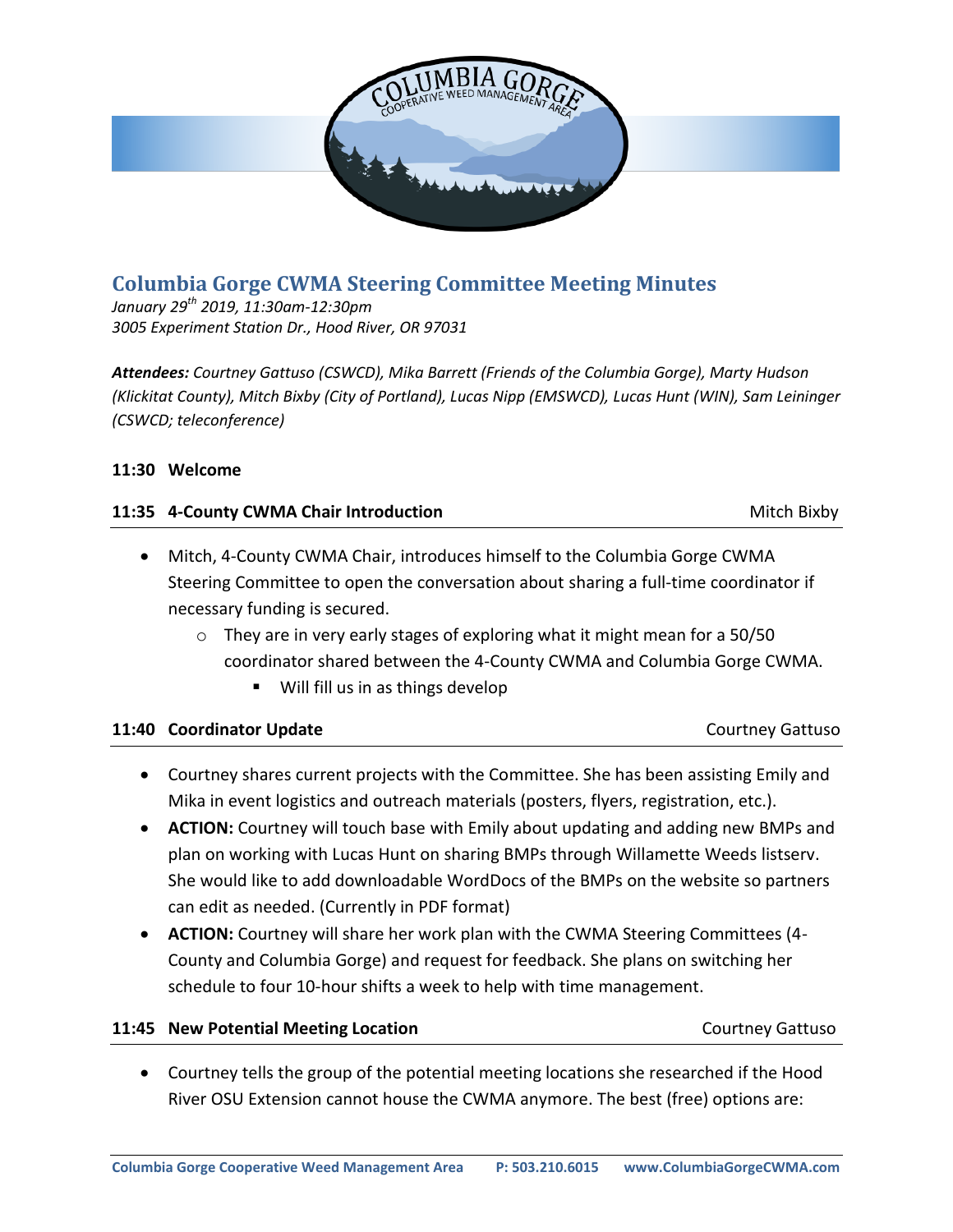# Columbia Gorge CWMA Steering Committee Meeting Minutes

*January 29th 2019, 11:30am-12:30pm*
*3005 Experiment Station Dr., Hood River, OR 97031*

***Attendees:*** *Courtney Gattuso (CSWCD), Mika Barrett (Friends of the Columbia Gorge), Marty Hudson (Klickitat County), Mitch Bixby (City of Portland), Lucas Nipp (EMSWCD), Lucas Hunt (WIN), Sam Leininger (CSWCD; teleconference)*

**11:30 Welcome**

**11:35 4-County CWMA Chair Introduction** — Mitch Bixby

- Mitch, 4-County CWMA Chair, introduces himself to the Columbia Gorge CWMA Steering Committee to open the conversation about sharing a full-time coordinator if necessary funding is secured.
  - They are in very early stages of exploring what it might mean for a 50/50 coordinator shared between the 4-County CWMA and Columbia Gorge CWMA.
    - Will fill us in as things develop

**11:40 Coordinator Update** — Courtney Gattuso

- Courtney shares current projects with the Committee. She has been assisting Emily and Mika in event logistics and outreach materials (posters, flyers, registration, etc.).
- **ACTION:** Courtney will touch base with Emily about updating and adding new BMPs and plan on working with Lucas Hunt on sharing BMPs through Willamette Weeds listserv. She would like to add downloadable WordDocs of the BMPs on the website so partners can edit as needed. (Currently in PDF format)
- **ACTION:** Courtney will share her work plan with the CWMA Steering Committees (4-County and Columbia Gorge) and request for feedback. She plans on switching her schedule to four 10-hour shifts a week to help with time management.

**11:45 New Potential Meeting Location** — Courtney Gattuso

- Courtney tells the group of the potential meeting locations she researched if the Hood River OSU Extension cannot house the CWMA anymore. The best (free) options are: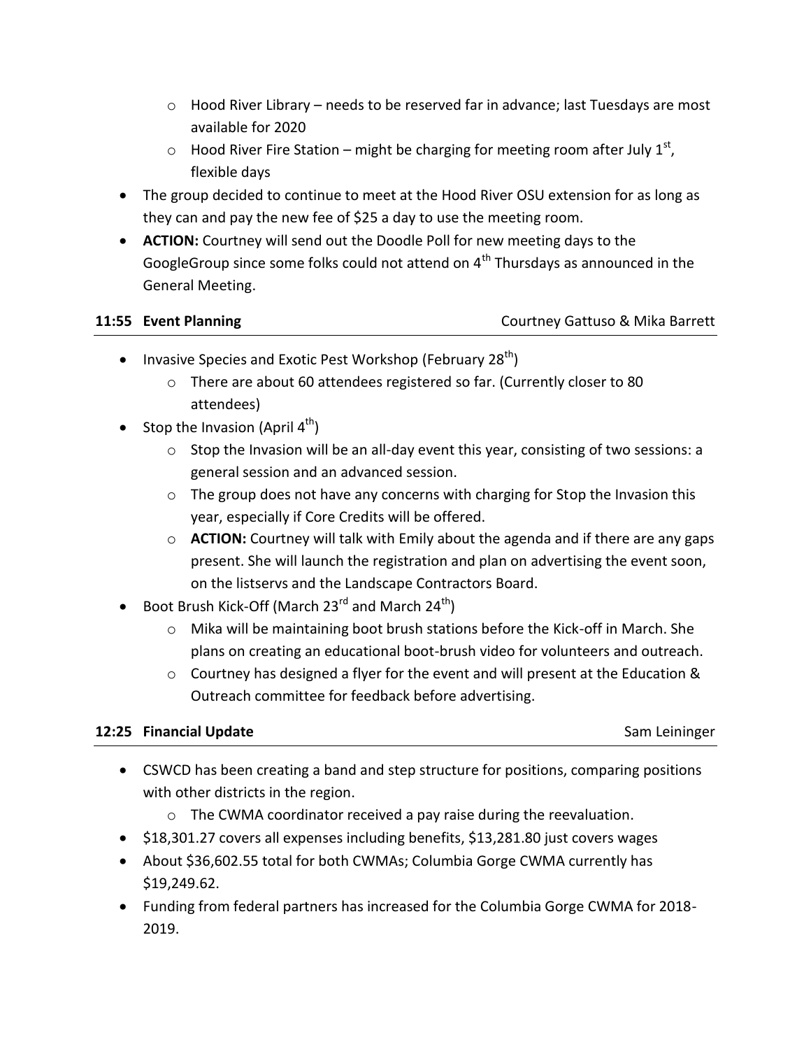- Hood River Library – needs to be reserved far in advance; last Tuesdays are most available for 2020
    - Hood River Fire Station – might be charging for meeting room after July 1st, flexible days
- The group decided to continue to meet at the Hood River OSU extension for as long as they can and pay the new fee of $25 a day to use the meeting room.
- **ACTION:** Courtney will send out the Doodle Poll for new meeting days to the GoogleGroup since some folks could not attend on 4th Thursdays as announced in the General Meeting.

### 11:55 Event Planning — Courtney Gattuso & Mika Barrett

- Invasive Species and Exotic Pest Workshop (February 28th)
    - There are about 60 attendees registered so far. (Currently closer to 80 attendees)
- Stop the Invasion (April 4th)
    - Stop the Invasion will be an all-day event this year, consisting of two sessions: a general session and an advanced session.
    - The group does not have any concerns with charging for Stop the Invasion this year, especially if Core Credits will be offered.
    - **ACTION:** Courtney will talk with Emily about the agenda and if there are any gaps present. She will launch the registration and plan on advertising the event soon, on the listservs and the Landscape Contractors Board.
- Boot Brush Kick-Off (March 23rd and March 24th)
    - Mika will be maintaining boot brush stations before the Kick-off in March. She plans on creating an educational boot-brush video for volunteers and outreach.
    - Courtney has designed a flyer for the event and will present at the Education & Outreach committee for feedback before advertising.

### 12:25 Financial Update — Sam Leininger

- CSWCD has been creating a band and step structure for positions, comparing positions with other districts in the region.
    - The CWMA coordinator received a pay raise during the reevaluation.
- $18,301.27 covers all expenses including benefits, $13,281.80 just covers wages
- About $36,602.55 total for both CWMAs; Columbia Gorge CWMA currently has $19,249.62.
- Funding from federal partners has increased for the Columbia Gorge CWMA for 2018-2019.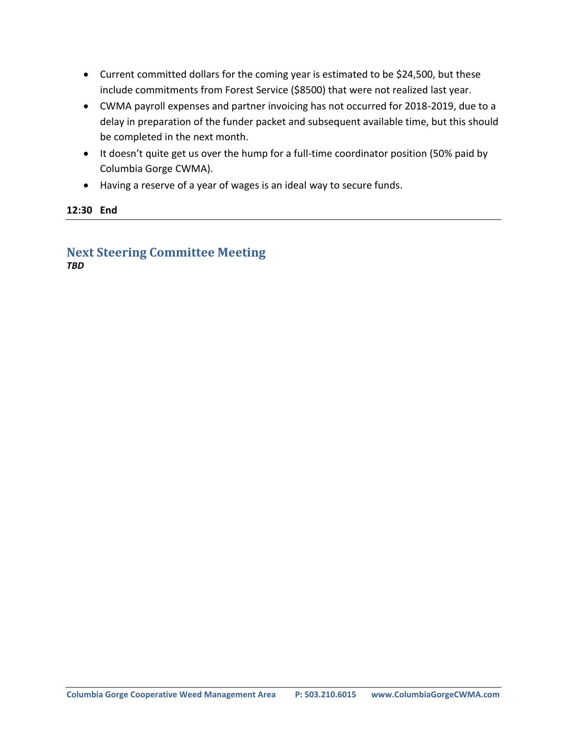- Current committed dollars for the coming year is estimated to be $24,500, but these include commitments from Forest Service ($8500) that were not realized last year.
- CWMA payroll expenses and partner invoicing has not occurred for 2018-2019, due to a delay in preparation of the funder packet and subsequent available time, but this should be completed in the next month.
- It doesn't quite get us over the hump for a full-time coordinator position (50% paid by Columbia Gorge CWMA).
- Having a reserve of a year of wages is an ideal way to secure funds.

**12:30 End**

---

## Next Steering Committee Meeting

***TBD***